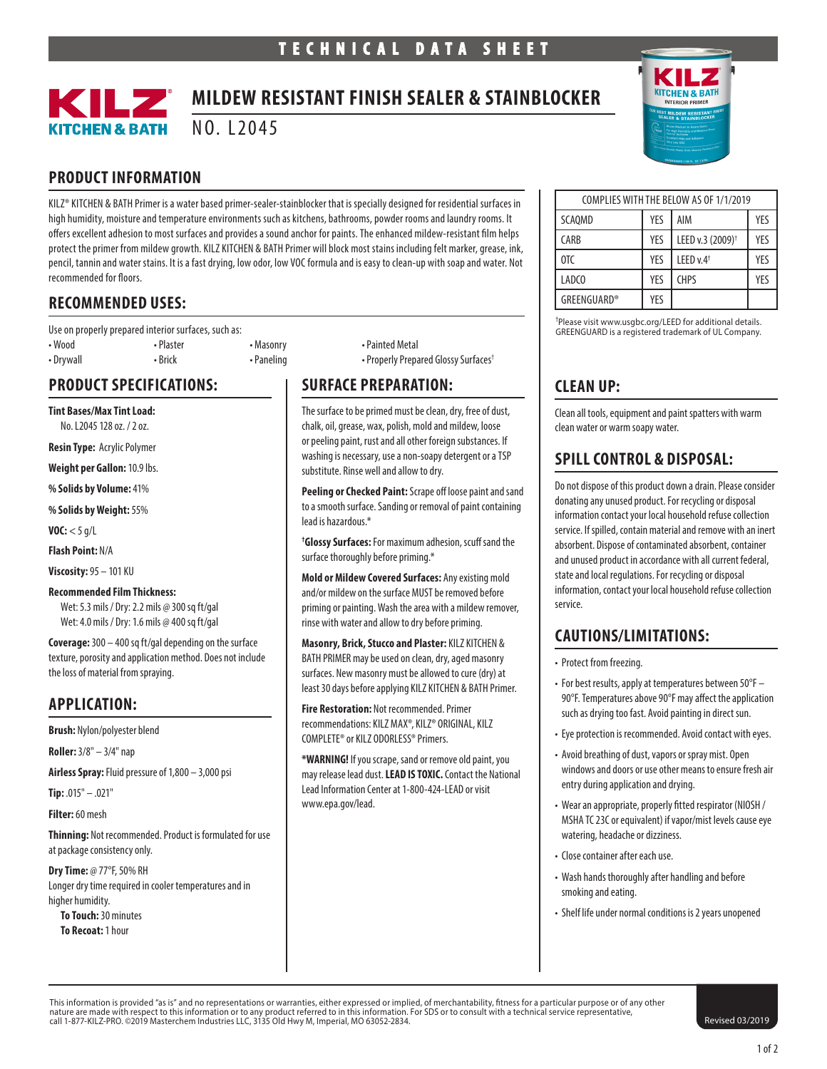TECHNICAL DATA SHEET

# MILDEW RESISTANT FINISH SEALER & STAINBLOCKER

NO. L2045

## PRODUCT INFORMATION

KILZ® KITCHEN & BATH Primer is a water based primer-sealer-stainblocker that is specially designed for residential surfaces in high humidity, moisture and temperature environments such as kitchens, bathrooms, powder rooms and laundry rooms. It offers excellent adhesion to most surfaces and provides a sound anchor for paints. The enhanced mildew-resistant film helps protect the primer from mildew growth. KILZ KITCHEN & BATH Primer will block most stains including felt marker, grease, ink, pencil, tannin and water stains. It is a fast drying, low odor, low VOC formula and is easy to clean-up with soap and water. Not recommended for floors.

| COMPLIES WITH THE BELOW AS OF 1/1/2019 | | | |
|---|---|---|---|
| SCAQMD | YES | AIM | YES |
| CARB | YES | LEED v.3 (2009)† | YES |
| OTC | YES | LEED v.4† | YES |
| LADCO | YES | CHPS | YES |
| GREENGUARD® | YES | | |

†Please visit www.usgbc.org/LEED for additional details. GREENGUARD is a registered trademark of UL Company.

## RECOMMENDED USES:

Use on properly prepared interior surfaces, such as:

- Wood
- Drywall
- Plaster
- Brick
- Masonry
- Paneling
- Painted Metal
- Properly Prepared Glossy Surfaces†

## PRODUCT SPECIFICATIONS:

**Tint Bases/Max Tint Load:**
No. L2045 128 oz. / 2 oz.

**Resin Type:** Acrylic Polymer

**Weight per Gallon:** 10.9 lbs.

**% Solids by Volume:** 41%

**% Solids by Weight:** 55%

**VOC:** < 5 g/L

**Flash Point:** N/A

**Viscosity:** 95 – 101 KU

**Recommended Film Thickness:**
Wet: 5.3 mils / Dry: 2.2 mils @ 300 sq ft/gal
Wet: 4.0 mils / Dry: 1.6 mils @ 400 sq ft/gal

**Coverage:** 300 – 400 sq ft/gal depending on the surface texture, porosity and application method. Does not include the loss of material from spraying.

## APPLICATION:

**Brush:** Nylon/polyester blend

**Roller:** 3/8" – 3/4" nap

**Airless Spray:** Fluid pressure of 1,800 – 3,000 psi

**Tip:** .015" – .021"

**Filter:** 60 mesh

**Thinning:** Not recommended. Product is formulated for use at package consistency only.

**Dry Time:** @ 77°F, 50% RH
Longer dry time required in cooler temperatures and in higher humidity.
**To Touch:** 30 minutes
**To Recoat:** 1 hour

## SURFACE PREPARATION:

The surface to be primed must be clean, dry, free of dust, chalk, oil, grease, wax, polish, mold and mildew, loose or peeling paint, rust and all other foreign substances. If washing is necessary, use a non-soapy detergent or a TSP substitute. Rinse well and allow to dry.

**Peeling or Checked Paint:** Scrape off loose paint and sand to a smooth surface. Sanding or removal of paint containing lead is hazardous.*

**†Glossy Surfaces:** For maximum adhesion, scuff sand the surface thoroughly before priming.*

**Mold or Mildew Covered Surfaces:** Any existing mold and/or mildew on the surface MUST be removed before priming or painting. Wash the area with a mildew remover, rinse with water and allow to dry before priming.

**Masonry, Brick, Stucco and Plaster:** KILZ KITCHEN & BATH PRIMER may be used on clean, dry, aged masonry surfaces. New masonry must be allowed to cure (dry) at least 30 days before applying KILZ KITCHEN & BATH Primer.

**Fire Restoration:** Not recommended. Primer recommendations: KILZ MAX®, KILZ® ORIGINAL, KILZ COMPLETE® or KILZ ODORLESS® Primers.

***WARNING!** If you scrape, sand or remove old paint, you may release lead dust. **LEAD IS TOXIC.** Contact the National Lead Information Center at 1-800-424-LEAD or visit www.epa.gov/lead.

## CLEAN UP:

Clean all tools, equipment and paint spatters with warm clean water or warm soapy water.

## SPILL CONTROL & DISPOSAL:

Do not dispose of this product down a drain. Please consider donating any unused product. For recycling or disposal information contact your local household refuse collection service. If spilled, contain material and remove with an inert absorbent. Dispose of contaminated absorbent, container and unused product in accordance with all current federal, state and local regulations. For recycling or disposal information, contact your local household refuse collection service.

## CAUTIONS/LIMITATIONS:

- Protect from freezing.
- For best results, apply at temperatures between 50°F – 90°F. Temperatures above 90°F may affect the application such as drying too fast. Avoid painting in direct sun.
- Eye protection is recommended. Avoid contact with eyes.
- Avoid breathing of dust, vapors or spray mist. Open windows and doors or use other means to ensure fresh air entry during application and drying.
- Wear an appropriate, properly fitted respirator (NIOSH / MSHA TC 23C or equivalent) if vapor/mist levels cause eye watering, headache or dizziness.
- Close container after each use.
- Wash hands thoroughly after handling and before smoking and eating.
- Shelf life under normal conditions is 2 years unopened

This information is provided "as is" and no representations or warranties, either expressed or implied, of merchantability, fitness for a particular purpose or of any other nature are made with respect to this information or to any product referred to in this information. For SDS or to consult with a technical service representative, call 1-877-KILZ-PRO. ©2019 Masterchem Industries LLC, 3135 Old Hwy M, Imperial, MO 63052-2834.

Revised 03/2019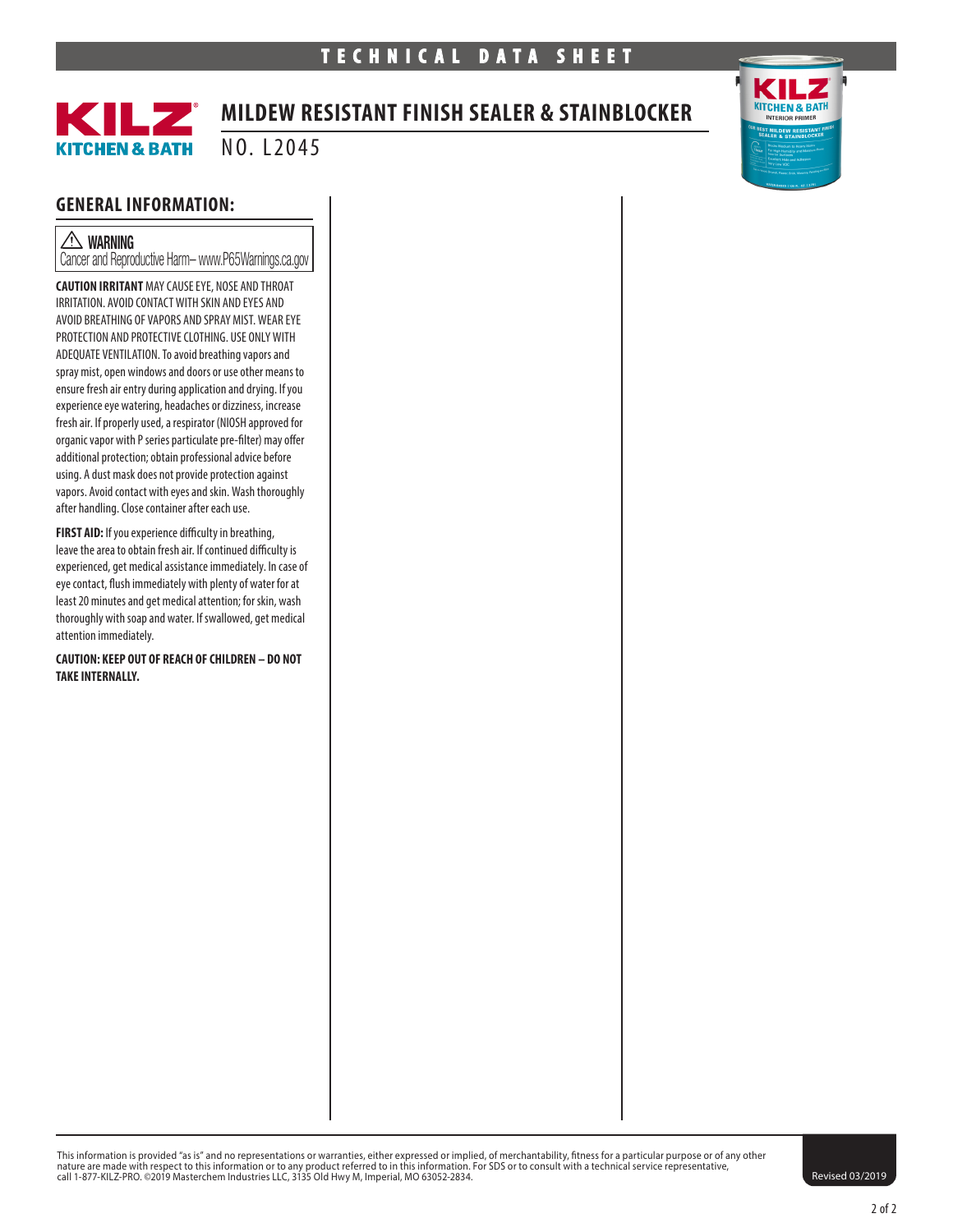# TECHNICAL DATA SHEET

## MILDEW RESISTANT FINISH SEALER & STAINBLOCKER

NO. L2045

## GENERAL INFORMATION:

⚠ **WARNING**
Cancer and Reproductive Harm– www.P65Warnings.ca.gov

**CAUTION IRRITANT** MAY CAUSE EYE, NOSE AND THROAT IRRITATION. AVOID CONTACT WITH SKIN AND EYES AND AVOID BREATHING OF VAPORS AND SPRAY MIST. WEAR EYE PROTECTION AND PROTECTIVE CLOTHING. USE ONLY WITH ADEQUATE VENTILATION. To avoid breathing vapors and spray mist, open windows and doors or use other means to ensure fresh air entry during application and drying. If you experience eye watering, headaches or dizziness, increase fresh air. If properly used, a respirator (NIOSH approved for organic vapor with P series particulate pre-filter) may offer additional protection; obtain professional advice before using. A dust mask does not provide protection against vapors. Avoid contact with eyes and skin. Wash thoroughly after handling. Close container after each use.

**FIRST AID:** If you experience difficulty in breathing, leave the area to obtain fresh air. If continued difficulty is experienced, get medical assistance immediately. In case of eye contact, flush immediately with plenty of water for at least 20 minutes and get medical attention; for skin, wash thoroughly with soap and water. If swallowed, get medical attention immediately.

**CAUTION: KEEP OUT OF REACH OF CHILDREN – DO NOT TAKE INTERNALLY.**

This information is provided "as is" and no representations or warranties, either expressed or implied, of merchantability, fitness for a particular purpose or of any other nature are made with respect to this information or to any product referred to in this information. For SDS or to consult with a technical service representative, call 1-877-KILZ-PRO. ©2019 Masterchem Industries LLC, 3135 Old Hwy M, Imperial, MO 63052-2834.

Revised 03/2019